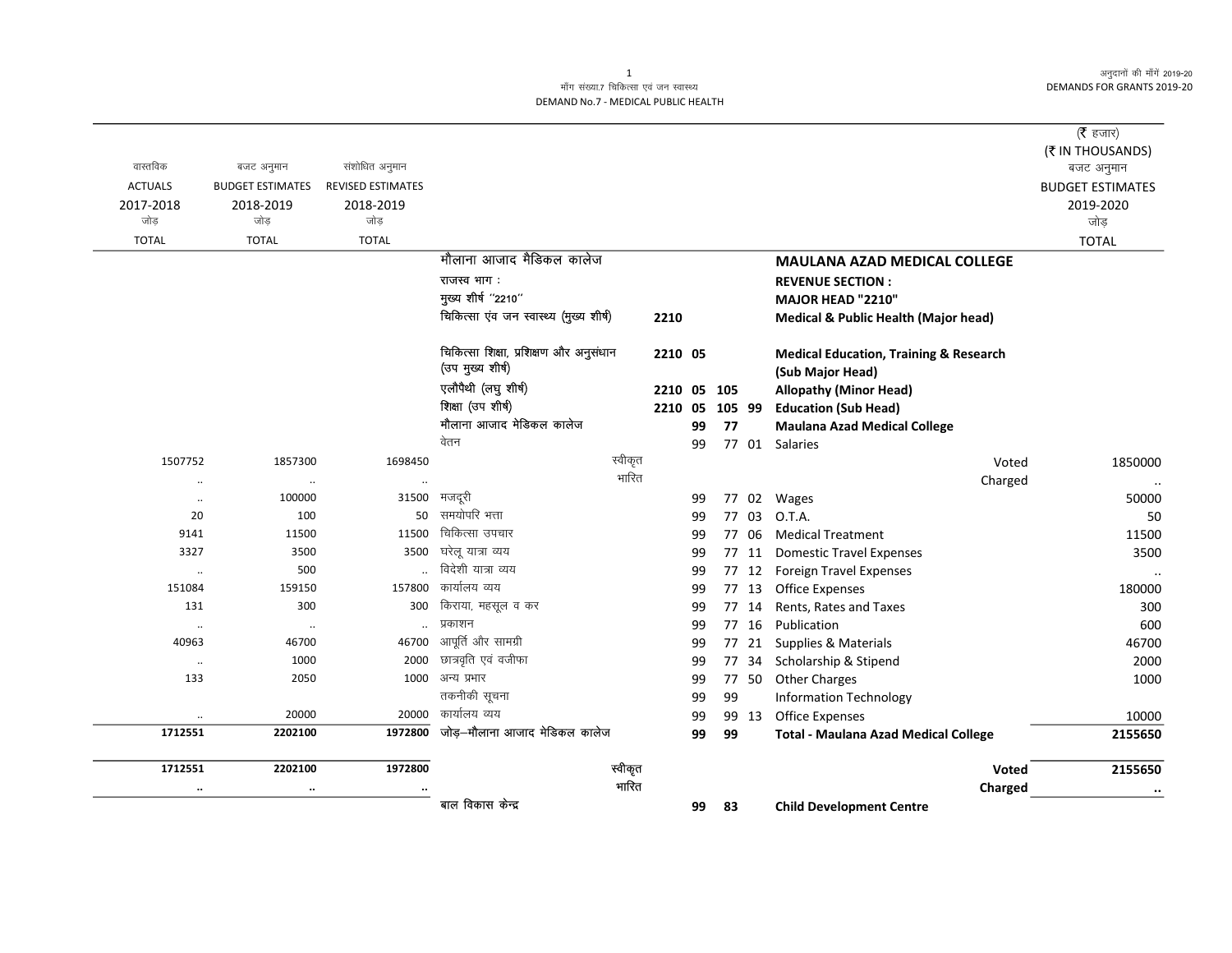माँग संख्या.7 चिकित्सा एवं जन स्वास्थ्य

DEMAND No.7 - MEDICAL PUBLIC HEALTH

अनुदानों की माँगें 2019-20

DEMANDS FOR GRANTS 2019-20

(₹ हजार)
(₹ IN THOUSANDS)

| वास्तविक ACTUALS 2017-2018 जोड़ TOTAL | बजट अनुमान BUDGET ESTIMATES 2018-2019 जोड़ TOTAL | संशोधित अनुमान REVISED ESTIMATES 2018-2019 जोड़ TOTAL | | | | | | | बजट अनुमान BUDGET ESTIMATES 2019-2020 जोड़ TOTAL |
|---|---|---|---|---|---|---|---|---|---|
| | | | मौलाना आजाद मैडिकल कालेज | | | | | **MAULANA AZAD MEDICAL COLLEGE** | |
| | | | राजस्व भाग : | | | | | **REVENUE SECTION :** | |
| | | | मुख्य शीर्ष "2210" | | | | | **MAJOR HEAD "2210"** | |
| | | | चिकित्सा एंव जन स्वास्थ्य (मुख्य शीर्ष) | 2210 | | | | **Medical & Public Health (Major head)** | |
| | | | चिकित्सा शिक्षा, प्रशिक्षण और अनुसंधान (उप मुख्य शीर्ष) | 2210 | 05 | | | **Medical Education, Training & Research (Sub Major Head)** | |
| | | | एलौपैथी (लघु शीर्ष) | 2210 | 05 | 105 | | **Allopathy (Minor Head)** | |
| | | | शिक्षा (उप शीर्ष) | 2210 | 05 | 105 | 99 | **Education (Sub Head)** | |
| | | | मौलाना आजाद मेडिकल कालेज | | 99 | 77 | | **Maulana Azad Medical College** | |
| | | | वेतन | | 99 | 77 | 01 | Salaries | |
| 1507752 | 1857300 | 1698450 | स्वीकृत | | | | | Voted | 1850000 |
| .. | .. | .. | भारित | | | | | Charged | .. |
| .. | 100000 | 31500 | मजदूरी | | 99 | 77 | 02 | Wages | 50000 |
| 20 | 100 | 50 | समयोपरि भत्ता | | 99 | 77 | 03 | O.T.A. | 50 |
| 9141 | 11500 | 11500 | चिकित्सा उपचार | | 99 | 77 | 06 | Medical Treatment | 11500 |
| 3327 | 3500 | 3500 | घरेलू यात्रा व्यय | | 99 | 77 | 11 | Domestic Travel Expenses | 3500 |
| .. | 500 | .. | विदेशी यात्रा व्यय | | 99 | 77 | 12 | Foreign Travel Expenses | .. |
| 151084 | 159150 | 157800 | कार्यालय व्यय | | 99 | 77 | 13 | Office Expenses | 180000 |
| 131 | 300 | 300 | किराया, महसूल व कर | | 99 | 77 | 14 | Rents, Rates and Taxes | 300 |
| .. | .. | .. | प्रकाशन | | 99 | 77 | 16 | Publication | 600 |
| 40963 | 46700 | 46700 | आपूर्ति और सामग्री | | 99 | 77 | 21 | Supplies & Materials | 46700 |
| .. | 1000 | 2000 | छात्रवृति एवं वजीफा | | 99 | 77 | 34 | Scholarship & Stipend | 2000 |
| 133 | 2050 | 1000 | अन्य प्रभार | | 99 | 77 | 50 | Other Charges | 1000 |
| | | | तकनीकी सूचना | | 99 | 99 | | Information Technology | |
| .. | 20000 | 20000 | कार्यालय व्यय | | 99 | 99 | 13 | Office Expenses | 10000 |
| **1712551** | **2202100** | **1972800** | जोड़–मौलाना आजाद मेडिकल कालेज | | **99** | **99** | | **Total - Maulana Azad Medical College** | **2155650** |
| **1712551** | **2202100** | **1972800** | स्वीकृत | | | | | **Voted** | **2155650** |
| **..** | **..** | **..** | भारित | | | | | **Charged** | **..** |
| | | | बाल विकास केन्द्र | | **99** | **83** | | **Child Development Centre** | |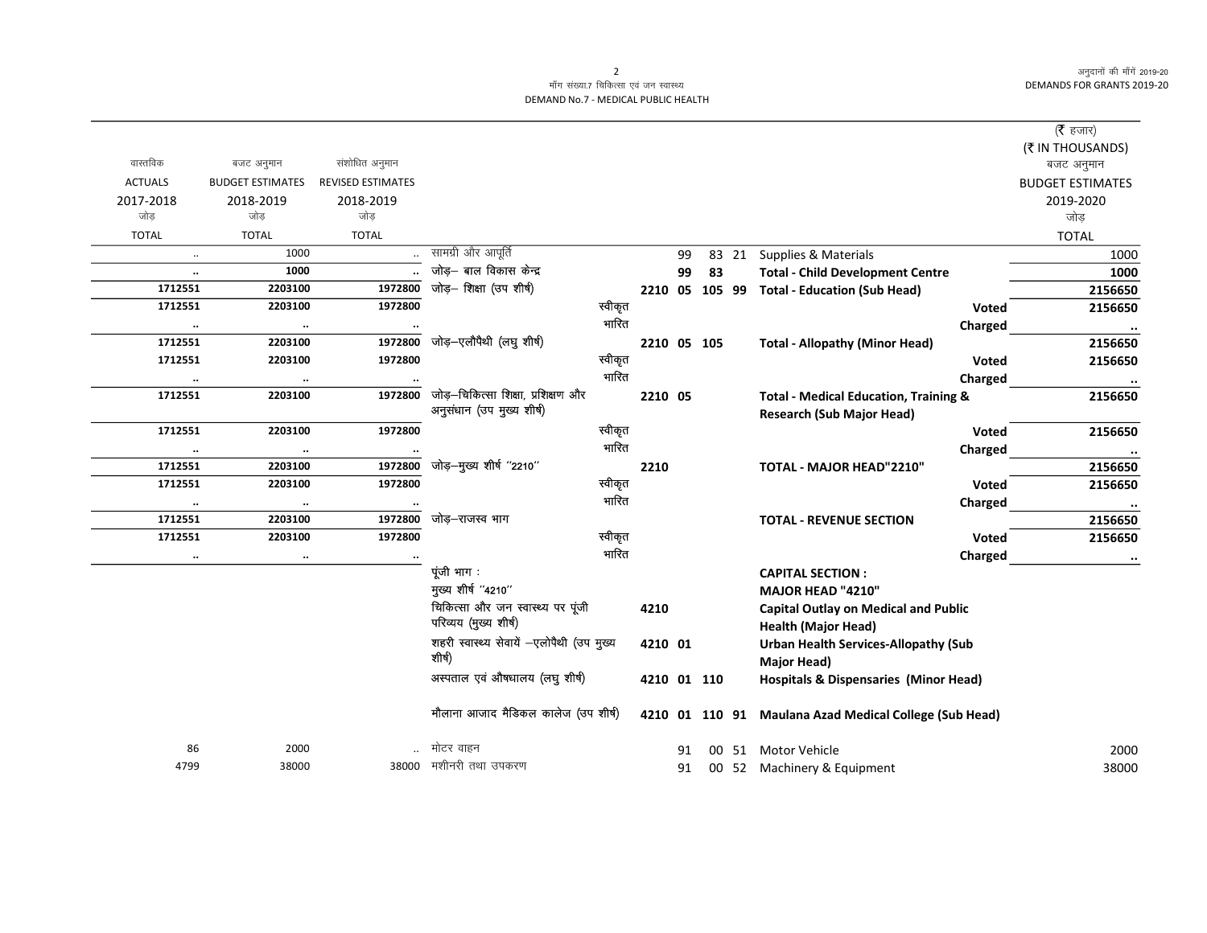माँग संख्या.7 चिकित्सा एवं जन स्वास्थ्य
DEMAND No.7 - MEDICAL PUBLIC HEALTH

| वास्तविक ACTUALS 2017-2018 जोड़ TOTAL | बजट अनुमान BUDGET ESTIMATES 2018-2019 जोड़ TOTAL | संशोधित अनुमान REVISED ESTIMATES 2018-2019 जोड़ TOTAL | | | | (₹ हजार) (₹ IN THOUSANDS) बजट अनुमान BUDGET ESTIMATES 2019-2020 जोड़ TOTAL |
|---|---|---|---|---|---|---|
| .. | 1000 | .. | सामग्री और आपूर्ति | 99 83 21 | Supplies & Materials | 1000 |
| **..** | **1000** | **..** | **जोड़– बाल विकास केन्द्र** | **99 83** | **Total - Child Development Centre** | **1000** |
| **1712551** | **2203100** | **1972800** | **जोड़– शिक्षा (उप शीर्ष)** | **2210 05 105 99** | **Total - Education (Sub Head)** | **2156650** |
| **1712551** | **2203100** | **1972800** | स्वीकृत | | **Voted** | **2156650** |
| **..** | **..** | **..** | भारित | | **Charged** | **..** |
| **1712551** | **2203100** | **1972800** | **जोड़–एलौपैथी (लघु शीर्ष)** | **2210 05 105** | **Total - Allopathy (Minor Head)** | **2156650** |
| **1712551** | **2203100** | **1972800** | स्वीकृत | | **Voted** | **2156650** |
| **..** | **..** | **..** | भारित | | **Charged** | **..** |
| **1712551** | **2203100** | **1972800** | **जोड़–चिकित्सा शिक्षा, प्रशिक्षण और अनुसंधान (उप मुख्य शीर्ष)** | **2210 05** | **Total - Medical Education, Training & Research (Sub Major Head)** | **2156650** |
| **1712551** | **2203100** | **1972800** | स्वीकृत | | **Voted** | **2156650** |
| **..** | **..** | **..** | भारित | | **Charged** | **..** |
| **1712551** | **2203100** | **1972800** | **जोड़–मुख्य शीर्ष "2210"** | **2210** | **TOTAL - MAJOR HEAD"2210"** | **2156650** |
| **1712551** | **2203100** | **1972800** | स्वीकृत | | **Voted** | **2156650** |
| **..** | **..** | **..** | भारित | | **Charged** | **..** |
| **1712551** | **2203100** | **1972800** | **जोड़–राजस्व भाग** | | **TOTAL - REVENUE SECTION** | **2156650** |
| **1712551** | **2203100** | **1972800** | स्वीकृत | | **Voted** | **2156650** |
| **..** | **..** | **..** | भारित | | **Charged** | **..** |
| | | | पूंजी भाग : | | **CAPITAL SECTION :** | |
| | | | मुख्य शीर्ष "4210" | | **MAJOR HEAD "4210"** | |
| | | | चिकित्सा और जन स्वास्थ्य पर पूंजी परिव्यय (मुख्य शीर्ष) | **4210** | **Capital Outlay on Medical and Public Health (Major Head)** | |
| | | | शहरी स्वास्थ्य सेवायें –एलोपैथी (उप मुख्य शीर्ष) | **4210 01** | **Urban Health Services-Allopathy (Sub Major Head)** | |
| | | | अस्पताल एवं औषधालय (लघु शीर्ष) | **4210 01 110** | **Hospitals & Dispensaries (Minor Head)** | |
| | | | मौलाना आजाद मैडिकल कालेज (उप शीर्ष) | **4210 01 110 91** | **Maulana Azad Medical College (Sub Head)** | |
| 86 | 2000 | .. | मोटर वाहन | 91 00 51 | Motor Vehicle | 2000 |
| 4799 | 38000 | 38000 | मशीनरी तथा उपकरण | 91 00 52 | Machinery & Equipment | 38000 |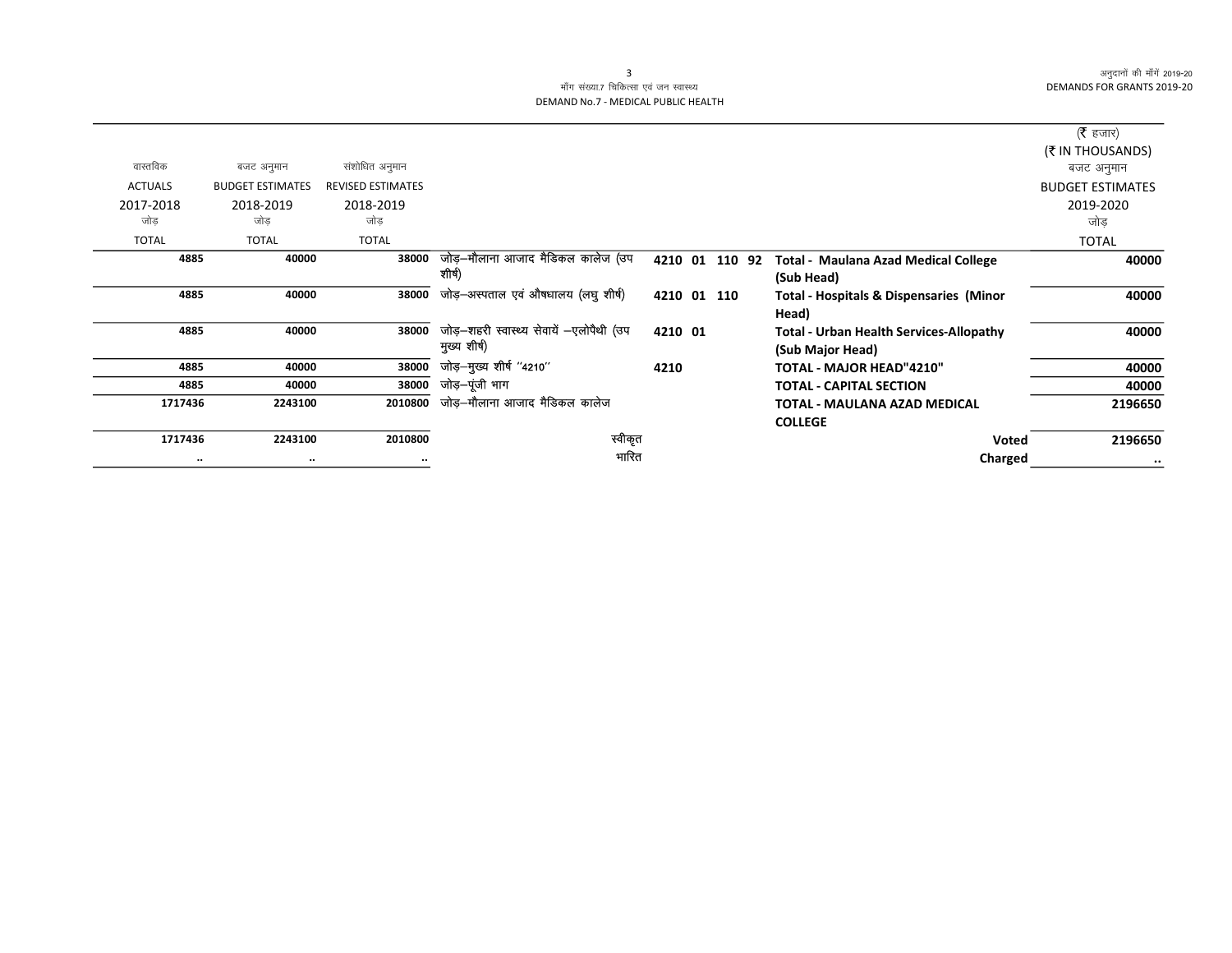माँग संख्या.7 चिकित्सा एवं जन स्वास्थ्य

DEMAND No.7 - MEDICAL PUBLIC HEALTH

(₹ हजार)
(₹ IN THOUSANDS)

| वास्तविक ACTUALS 2017-2018 जोड़ TOTAL | बजट अनुमान BUDGET ESTIMATES 2018-2019 जोड़ TOTAL | संशोधित अनुमान REVISED ESTIMATES 2018-2019 जोड़ TOTAL | | | | बजट अनुमान BUDGET ESTIMATES 2019-2020 जोड़ TOTAL |
|---|---|---|---|---|---|---|
| 4885 | 40000 | 38000 | जोड़–मौलाना आजाद मैडिकल कालेज (उप शीर्ष) | 4210 01 110 92 | **Total - Maulana Azad Medical College (Sub Head)** | 40000 |
| 4885 | 40000 | 38000 | जोड़–अस्पताल एवं औषधालय (लघु शीर्ष) | 4210 01 110 | **Total - Hospitals & Dispensaries (Minor Head)** | 40000 |
| 4885 | 40000 | 38000 | जोड़–शहरी स्वास्थ्य सेवायें –एलोपैथी (उप मुख्य शीर्ष) | 4210 01 | **Total - Urban Health Services-Allopathy (Sub Major Head)** | 40000 |
| 4885 | 40000 | 38000 | जोड़–मुख्य शीर्ष ''4210'' | 4210 | **TOTAL - MAJOR HEAD"4210"** | 40000 |
| 4885 | 40000 | 38000 | जोड़–पूंजी भाग | | **TOTAL - CAPITAL SECTION** | 40000 |
| 1717436 | 2243100 | 2010800 | जोड़–मौलाना आजाद मैडिकल कालेज | | **TOTAL - MAULANA AZAD MEDICAL COLLEGE** | 2196650 |
| 1717436 | 2243100 | 2010800 | स्वीकृत | | **Voted** | 2196650 |
| .. | .. | .. | भारित | | **Charged** | .. |